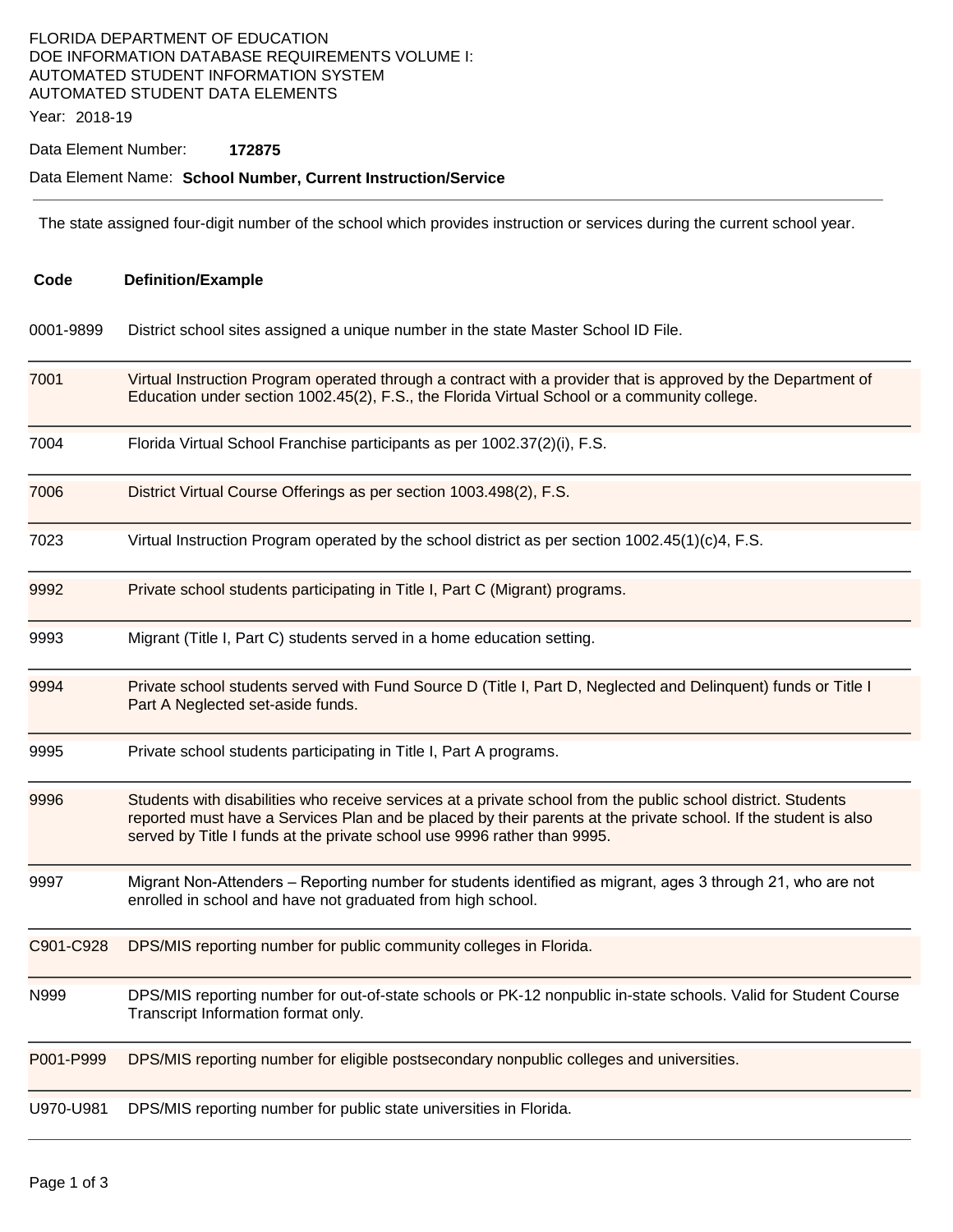FLORIDA DEPARTMENT OF EDUCATION
DOE INFORMATION DATABASE REQUIREMENTS VOLUME I:
AUTOMATED STUDENT INFORMATION SYSTEM
AUTOMATED STUDENT DATA ELEMENTS

Year: 2018-19

Data Element Number: **172875**

Data Element Name: **School Number, Current Instruction/Service**

---

The state assigned four-digit number of the school which provides instruction or services during the current school year.

| Code | Definition/Example |
|---|---|
| 0001-9899 | District school sites assigned a unique number in the state Master School ID File. |
| 7001 | Virtual Instruction Program operated through a contract with a provider that is approved by the Department of Education under section 1002.45(2), F.S., the Florida Virtual School or a community college. |
| 7004 | Florida Virtual School Franchise participants as per 1002.37(2)(i), F.S. |
| 7006 | District Virtual Course Offerings as per section 1003.498(2), F.S. |
| 7023 | Virtual Instruction Program operated by the school district as per section 1002.45(1)(c)4, F.S. |
| 9992 | Private school students participating in Title I, Part C (Migrant) programs. |
| 9993 | Migrant (Title I, Part C) students served in a home education setting. |
| 9994 | Private school students served with Fund Source D (Title I, Part D, Neglected and Delinquent) funds or Title I Part A Neglected set-aside funds. |
| 9995 | Private school students participating in Title I, Part A programs. |
| 9996 | Students with disabilities who receive services at a private school from the public school district. Students reported must have a Services Plan and be placed by their parents at the private school. If the student is also served by Title I funds at the private school use 9996 rather than 9995. |
| 9997 | Migrant Non-Attenders – Reporting number for students identified as migrant, ages 3 through 21, who are not enrolled in school and have not graduated from high school. |
| C901-C928 | DPS/MIS reporting number for public community colleges in Florida. |
| N999 | DPS/MIS reporting number for out-of-state schools or PK-12 nonpublic in-state schools. Valid for Student Course Transcript Information format only. |
| P001-P999 | DPS/MIS reporting number for eligible postsecondary nonpublic colleges and universities. |
| U970-U981 | DPS/MIS reporting number for public state universities in Florida. |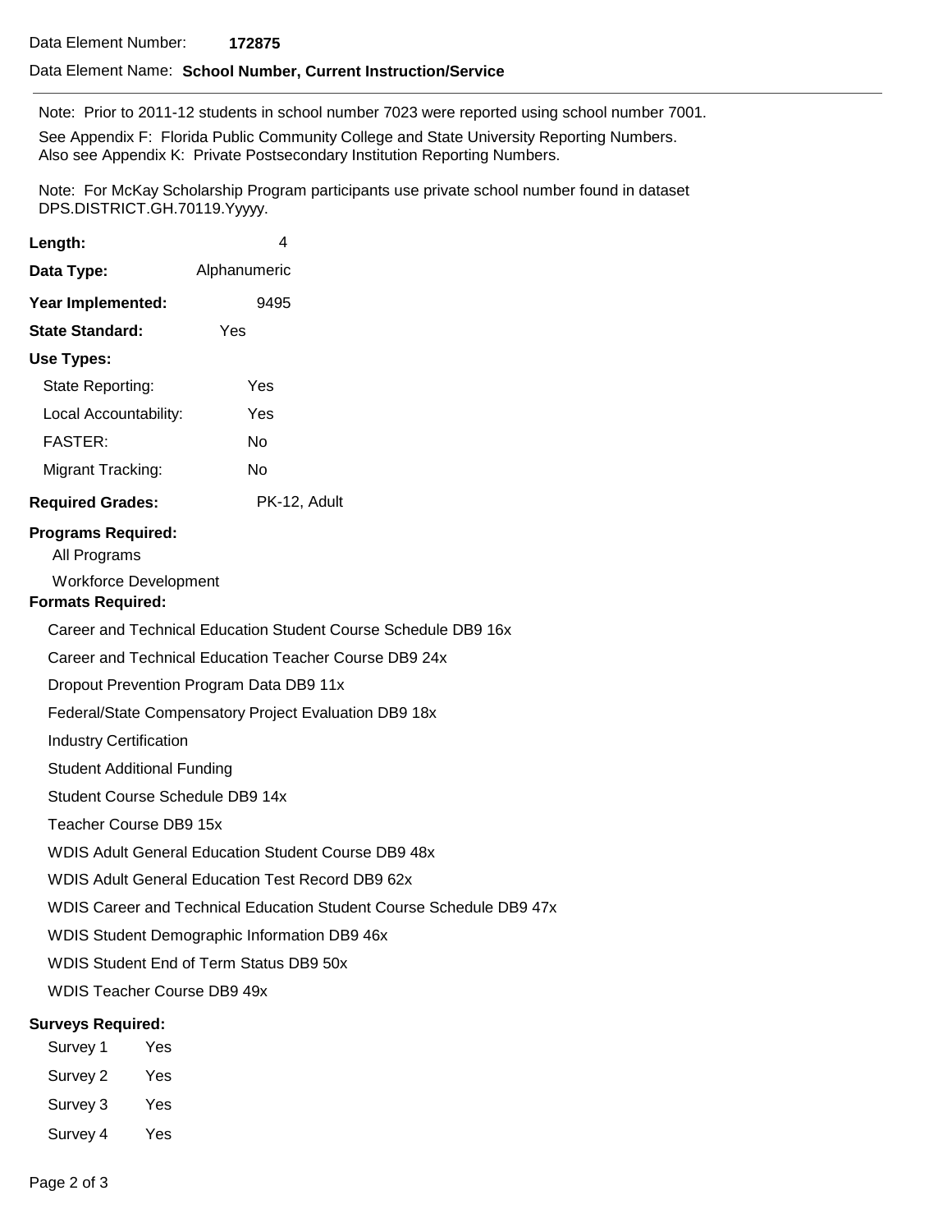Data Element Number: **172875**

Data Element Name: **School Number, Current Instruction/Service**

---

Note: Prior to 2011-12 students in school number 7023 were reported using school number 7001.

See Appendix F: Florida Public Community College and State University Reporting Numbers.
Also see Appendix K: Private Postsecondary Institution Reporting Numbers.

Note: For McKay Scholarship Program participants use private school number found in dataset DPS.DISTRICT.GH.70119.Yyyyy.

**Length:** 4

**Data Type:** Alphanumeric

**Year Implemented:** 9495

**State Standard:** Yes

**Use Types:**

State Reporting: Yes

Local Accountability: Yes

FASTER: No

Migrant Tracking: No

**Required Grades:** PK-12, Adult

**Programs Required:**

All Programs

Workforce Development

**Formats Required:**

Career and Technical Education Student Course Schedule DB9 16x

Career and Technical Education Teacher Course DB9 24x

Dropout Prevention Program Data DB9 11x

Federal/State Compensatory Project Evaluation DB9 18x

Industry Certification

Student Additional Funding

Student Course Schedule DB9 14x

Teacher Course DB9 15x

WDIS Adult General Education Student Course DB9 48x

WDIS Adult General Education Test Record DB9 62x

WDIS Career and Technical Education Student Course Schedule DB9 47x

WDIS Student Demographic Information DB9 46x

WDIS Student End of Term Status DB9 50x

WDIS Teacher Course DB9 49x

**Surveys Required:**

Survey 1 Yes

Survey 2 Yes

Survey 3 Yes

Survey 4 Yes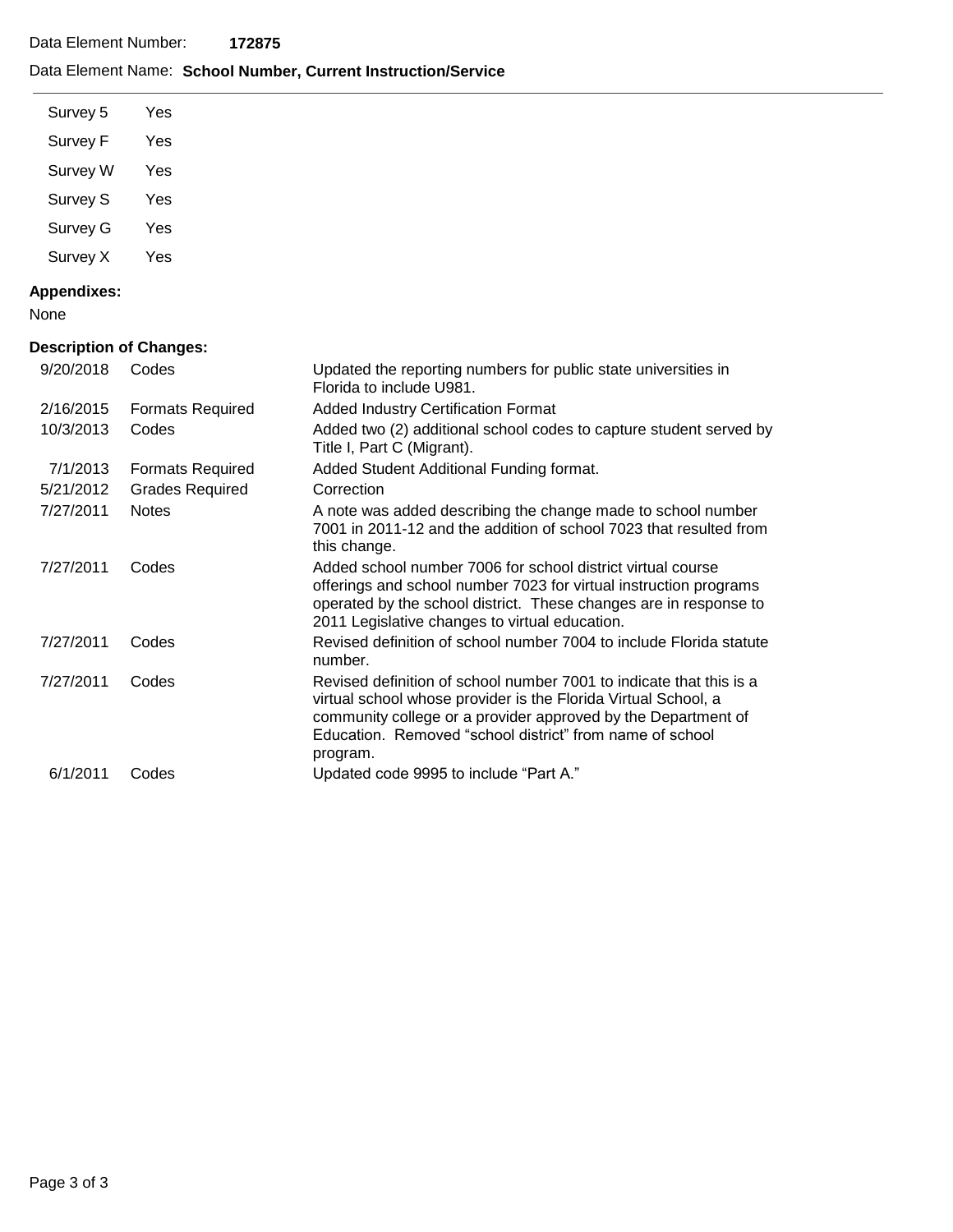Data Element Number: **172875**

Data Element Name: **School Number, Current Instruction/Service**

---

| | |
|---|---|
| Survey 5 | Yes |
| Survey F | Yes |
| Survey W | Yes |
| Survey S | Yes |
| Survey G | Yes |
| Survey X | Yes |

**Appendixes:**

None

**Description of Changes:**

| | | |
|---|---|---|
| 9/20/2018 | Codes | Updated the reporting numbers for public state universities in Florida to include U981. |
| 2/16/2015 | Formats Required | Added Industry Certification Format |
| 10/3/2013 | Codes | Added two (2) additional school codes to capture student served by Title I, Part C (Migrant). |
| 7/1/2013 | Formats Required | Added Student Additional Funding format. |
| 5/21/2012 | Grades Required | Correction |
| 7/27/2011 | Notes | A note was added describing the change made to school number 7001 in 2011-12 and the addition of school 7023 that resulted from this change. |
| 7/27/2011 | Codes | Added school number 7006 for school district virtual course offerings and school number 7023 for virtual instruction programs operated by the school district. These changes are in response to 2011 Legislative changes to virtual education. |
| 7/27/2011 | Codes | Revised definition of school number 7004 to include Florida statute number. |
| 7/27/2011 | Codes | Revised definition of school number 7001 to indicate that this is a virtual school whose provider is the Florida Virtual School, a community college or a provider approved by the Department of Education. Removed "school district" from name of school program. |
| 6/1/2011 | Codes | Updated code 9995 to include "Part A." |